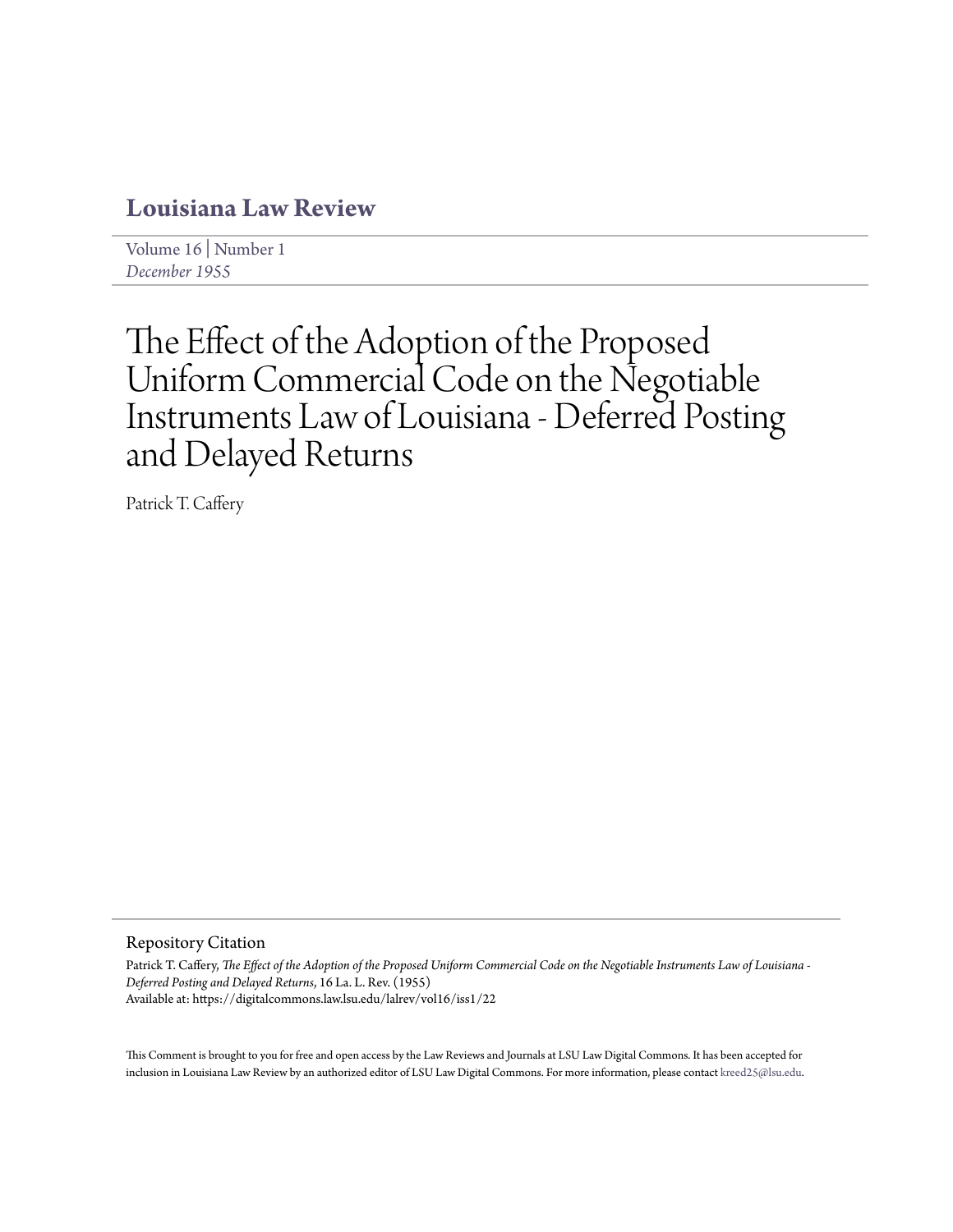# Louisiana Law Review

Volume 16 | Number 1
*December 1955*

# The Effect of the Adoption of the Proposed Uniform Commercial Code on the Negotiable Instruments Law of Louisiana - Deferred Posting and Delayed Returns

Patrick T. Caffery

## Repository Citation

Patrick T. Caffery, *The Effect of the Adoption of the Proposed Uniform Commercial Code on the Negotiable Instruments Law of Louisiana - Deferred Posting and Delayed Returns*, 16 La. L. Rev. (1955)
Available at: https://digitalcommons.law.lsu.edu/lalrev/vol16/iss1/22

This Comment is brought to you for free and open access by the Law Reviews and Journals at LSU Law Digital Commons. It has been accepted for inclusion in Louisiana Law Review by an authorized editor of LSU Law Digital Commons. For more information, please contact kreed25@lsu.edu.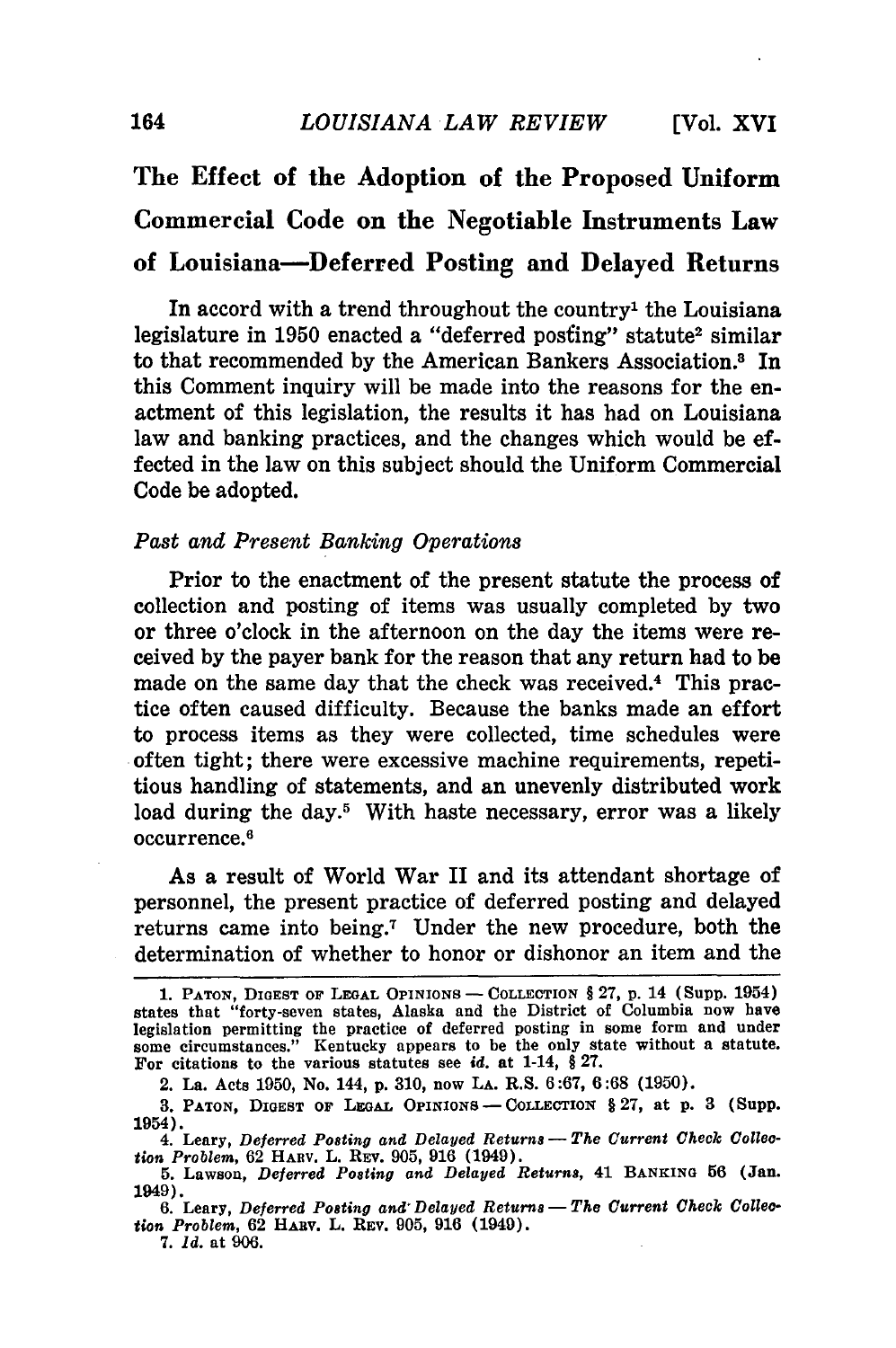# The Effect of the Adoption of the Proposed Uniform Commercial Code on the Negotiable Instruments Law of Louisiana—Deferred Posting and Delayed Returns

In accord with a trend throughout the country[1] the Louisiana legislature in 1950 enacted a "deferred posting" statute[2] similar to that recommended by the American Bankers Association.[3] In this Comment inquiry will be made into the reasons for the enactment of this legislation, the results it has had on Louisiana law and banking practices, and the changes which would be effected in the law on this subject should the Uniform Commercial Code be adopted.

*Past and Present Banking Operations*

Prior to the enactment of the present statute the process of collection and posting of items was usually completed by two or three o'clock in the afternoon on the day the items were received by the payer bank for the reason that any return had to be made on the same day that the check was received.[4] This practice often caused difficulty. Because the banks made an effort to process items as they were collected, time schedules were often tight; there were excessive machine requirements, repetitious handling of statements, and an unevenly distributed work load during the day.[5] With haste necessary, error was a likely occurrence.[6]

As a result of World War II and its attendant shortage of personnel, the present practice of deferred posting and delayed returns came into being.[7] Under the new procedure, both the determination of whether to honor or dishonor an item and the

---

1. PATON, DIGEST OF LEGAL OPINIONS — COLLECTION § 27, p. 14 (Supp. 1954) states that "forty-seven states, Alaska and the District of Columbia now have legislation permitting the practice of deferred posting in some form and under some circumstances." Kentucky appears to be the only state without a statute. For citations to the various statutes see *id.* at 1-14, § 27.

2. La. Acts 1950, No. 144, p. 310, now LA. R.S. 6:67, 6:68 (1950).

3. PATON, DIGEST OF LEGAL OPINIONS — COLLECTION § 27, at p. 3 (Supp. 1954).

4. Leary, *Deferred Posting and Delayed Returns — The Current Check Collection Problem*, 62 HARV. L. REV. 905, 916 (1949).

5. Lawson, *Deferred Posting and Delayed Returns*, 41 BANKING 56 (Jan. 1949).

6. Leary, *Deferred Posting and Delayed Returns — The Current Check Collection Problem*, 62 HARV. L. REV. 905, 916 (1949).

7. *Id.* at 906.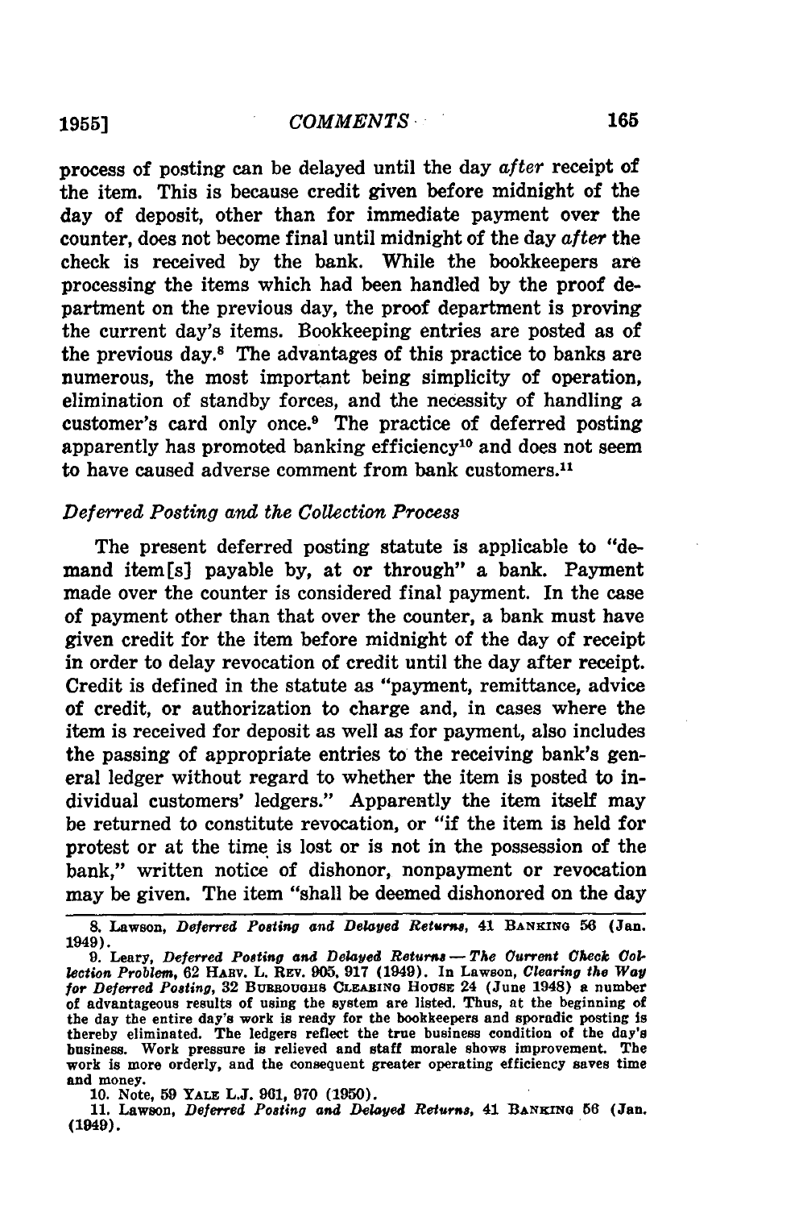process of posting can be delayed until the day *after* receipt of the item. This is because credit given before midnight of the day of deposit, other than for immediate payment over the counter, does not become final until midnight of the day *after* the check is received by the bank. While the bookkeepers are processing the items which had been handled by the proof department on the previous day, the proof department is proving the current day's items. Bookkeeping entries are posted as of the previous day.[8] The advantages of this practice to banks are numerous, the most important being simplicity of operation, elimination of standby forces, and the necessity of handling a customer's card only once.[9] The practice of deferred posting apparently has promoted banking efficiency[10] and does not seem to have caused adverse comment from bank customers.[11]

### *Deferred Posting and the Collection Process*

The present deferred posting statute is applicable to "demand item[s] payable by, at or through" a bank. Payment made over the counter is considered final payment. In the case of payment other than that over the counter, a bank must have given credit for the item before midnight of the day of receipt in order to delay revocation of credit until the day after receipt. Credit is defined in the statute as "payment, remittance, advice of credit, or authorization to charge and, in cases where the item is received for deposit as well as for payment, also includes the passing of appropriate entries to the receiving bank's general ledger without regard to whether the item is posted to individual customers' ledgers." Apparently the item itself may be returned to constitute revocation, or "if the item is held for protest or at the time is lost or is not in the possession of the bank," written notice of dishonor, nonpayment or revocation may be given. The item "shall be deemed dishonored on the day

---

8. Lawson, *Deferred Posting and Delayed Returns*, 41 BANKING 56 (Jan. 1949).

9. Leary, *Deferred Posting and Delayed Returns — The Current Check Collection Problem*, 62 HARV. L. REV. 905, 917 (1949). In Lawson, *Clearing the Way for Deferred Posting*, 32 BURROUGHS CLEARING HOUSE 24 (June 1948) a number of advantageous results of using the system are listed. Thus, at the beginning of the day the entire day's work is ready for the bookkeepers and sporadic posting is thereby eliminated. The ledgers reflect the true business condition of the day's business. Work pressure is relieved and staff morale shows improvement. The work is more orderly, and the consequent greater operating efficiency saves time and money.

10. Note, 59 YALE L.J. 961, 970 (1950).

11. Lawson, *Deferred Posting and Delayed Returns*, 41 BANKING 56 (Jan. (1949).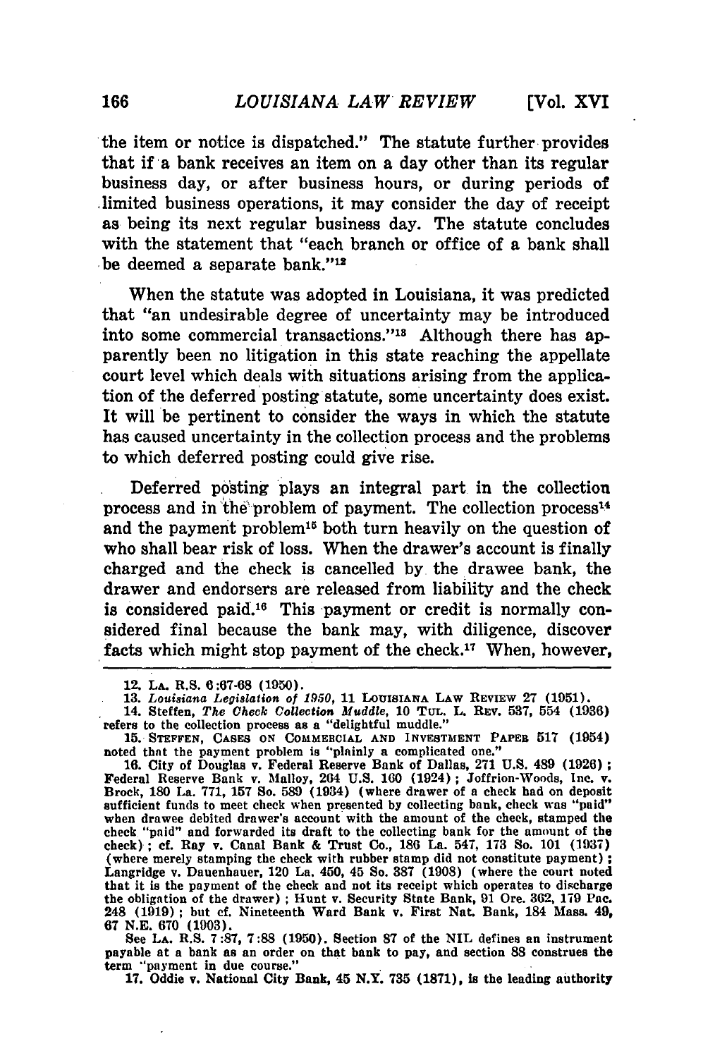the item or notice is dispatched." The statute further provides that if a bank receives an item on a day other than its regular business day, or after business hours, or during periods of limited business operations, it may consider the day of receipt as being its next regular business day. The statute concludes with the statement that "each branch or office of a bank shall be deemed a separate bank."[12]

When the statute was adopted in Louisiana, it was predicted that "an undesirable degree of uncertainty may be introduced into some commercial transactions."[13] Although there has apparently been no litigation in this state reaching the appellate court level which deals with situations arising from the application of the deferred posting statute, some uncertainty does exist. It will be pertinent to consider the ways in which the statute has caused uncertainty in the collection process and the problems to which deferred posting could give rise.

Deferred posting plays an integral part in the collection process and in the problem of payment. The collection process[14] and the payment problem[15] both turn heavily on the question of who shall bear risk of loss. When the drawer's account is finally charged and the check is cancelled by the drawee bank, the drawer and endorsers are released from liability and the check is considered paid.[16] This payment or credit is normally considered final because the bank may, with diligence, discover facts which might stop payment of the check.[17] When, however,

---

12. LA. R.S. 6:67-68 (1950).

13. *Louisiana Legislation of 1950*, 11 LOUISIANA LAW REVIEW 27 (1951).

14. Steffen, *The Check Collection Muddle*, 10 TUL. L. REV. 537, 554 (1936) refers to the collection process as a "delightful muddle."

15. STEFFEN, CASES ON COMMERCIAL AND INVESTMENT PAPER 517 (1954) noted that the payment problem is "plainly a complicated one."

16. City of Douglas v. Federal Reserve Bank of Dallas, 271 U.S. 489 (1926); Federal Reserve Bank v. Malloy, 264 U.S. 160 (1924); Joffrion-Woods, Inc. v. Brock, 180 La. 771, 157 So. 589 (1934) (where drawer of a check had on deposit sufficient funds to meet check when presented by collecting bank, check was "paid" when drawee debited drawer's account with the amount of the check, stamped the check "paid" and forwarded its draft to the collecting bank for the amount of the check); cf. Ray v. Canal Bank & Trust Co., 186 La. 547, 173 So. 101 (1937) (where merely stamping the check with rubber stamp did not constitute payment); Langridge v. Dauenhauer, 120 La. 450, 45 So. 387 (1908) (where the court noted that it is the payment of the check and not its receipt which operates to discharge the obligation of the drawer); Hunt v. Security State Bank, 91 Ore. 362, 179 Pac. 248 (1919); but cf. Nineteenth Ward Bank v. First Nat. Bank, 184 Mass. 49, 67 N.E. 670 (1903).

See LA. R.S. 7:87, 7:88 (1950). Section 87 of the NIL defines an instrument payable at a bank as an order on that bank to pay, and section 88 construes the term "payment in due course."

17. Oddie v. National City Bank, 45 N.Y. 735 (1871), is the leading authority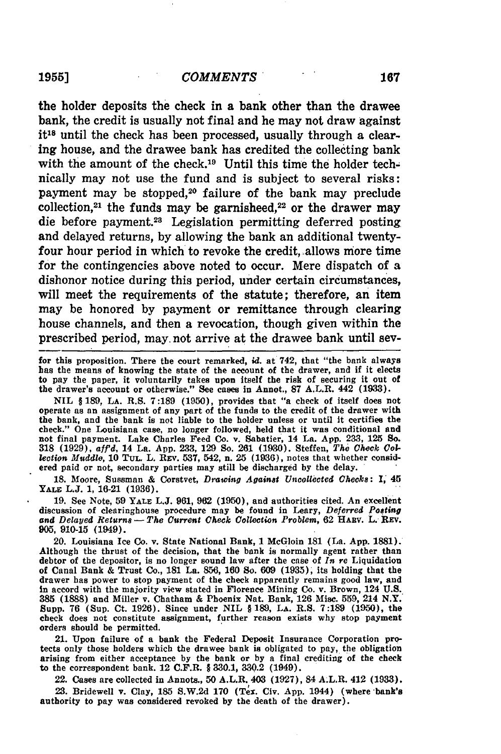the holder deposits the check in a bank other than the drawee bank, the credit is usually not final and he may not draw against it[18] until the check has been processed, usually through a clearing house, and the drawee bank has credited the collecting bank with the amount of the check.[19] Until this time the holder technically may not use the fund and is subject to several risks: payment may be stopped,[20] failure of the bank may preclude collection,[21] the funds may be garnisheed,[22] or the drawer may die before payment.[23] Legislation permitting deferred posting and delayed returns, by allowing the bank an additional twenty-four hour period in which to revoke the credit, allows more time for the contingencies above noted to occur. Mere dispatch of a dishonor notice during this period, under certain circumstances, will meet the requirements of the statute; therefore, an item may be honored by payment or remittance through clearing house channels, and then a revocation, though given within the prescribed period, may not arrive at the drawee bank until sev-

---

for this proposition. There the court remarked, *id.* at 742, that "the bank always has the means of knowing the state of the account of the drawer, and if it elects to pay the paper, it voluntarily takes upon itself the risk of securing it out of the drawer's account or otherwise." See cases in Annot., 87 A.L.R. 442 (1933).

NIL § 189, LA. R.S. 7:189 (1950), provides that "a check of itself does not operate as an assignment of any part of the funds to the credit of the drawer with the bank, and the bank is not liable to the holder unless or until it certifies the check." One Louisiana case, no longer followed, held that it was conditional and not final payment. Lake Charles Feed Co. v. Sabatier, 14 La. App. 233, 125 So. 318 (1929), *aff'd*, 14 La. App. 233, 129 So. 261 (1930). Steffen, *The Check Collection Muddle*, 10 TUL. L. REV. 537, 542, n. 25 (1936), notes that whether considered paid or not, secondary parties may still be discharged by the delay.

18. Moore, Sussman & Corstvet, *Drawing Against Uncollected Checks*: I, 45 YALE L.J. 1, 16-21 (1936).

19. See Note, 59 YALE L.J. 961, 962 (1950), and authorities cited. An excellent discussion of clearinghouse procedure may be found in Leary, *Deferred Posting and Delayed Returns — The Current Check Collection Problem*, 62 HARV. L. REV. 905, 910-15 (1949).

20. Louisiana Ice Co. v. State National Bank, 1 McGloin 181 (La. App. 1881). Although the thrust of the decision, that the bank is normally agent rather than debtor of the depositor, is no longer sound law after the case of *In re* Liquidation of Canal Bank & Trust Co., 181 La. 856, 160 So. 609 (1935), its holding that the drawer has power to stop payment of the check apparently remains good law, and in accord with the majority view stated in Florence Mining Co. v. Brown, 124 U.S. 385 (1888) and Miller v. Chatham & Phoenix Nat. Bank, 126 Misc. 559, 214 N.Y. Supp. 76 (Sup. Ct. 1926). Since under NIL § 189, LA. R.S. 7:189 (1950), the check does not constitute assignment, further reason exists why stop payment orders should be permitted.

21. Upon failure of a bank the Federal Deposit Insurance Corporation protects only those holders which the drawee bank is obligated to pay, the obligation arising from either acceptance by the bank or by a final crediting of the check to the correspondent bank. 12 C.F.R. § 330.1, 330.2 (1949).

22. Cases are collected in Annots., 50 A.L.R. 403 (1927), 84 A.L.R. 412 (1933).

23. Bridewell v. Clay, 185 S.W.2d 170 (Tex. Civ. App. 1944) (where bank's authority to pay was considered revoked by the death of the drawer).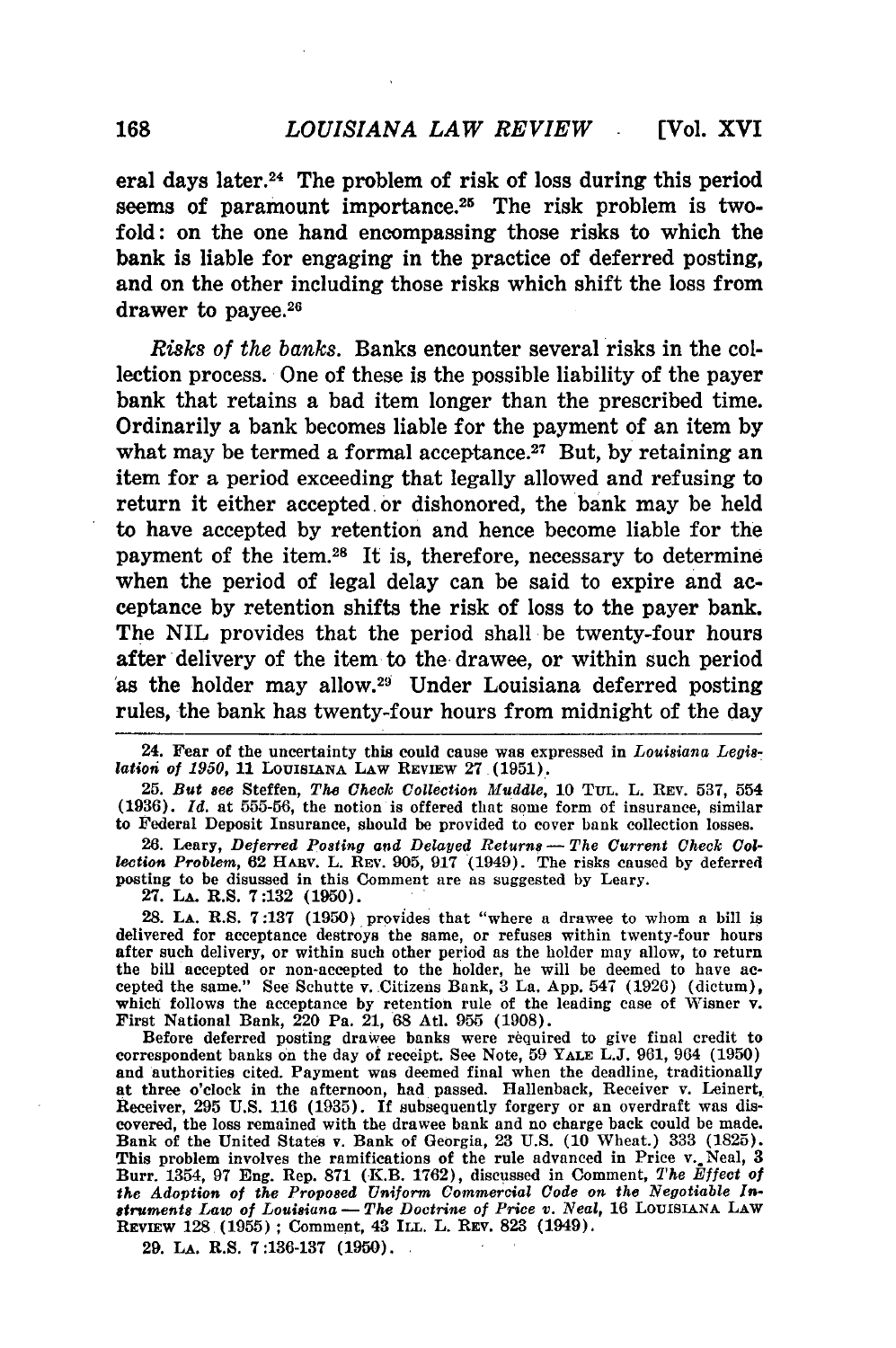eral days later.[24] The problem of risk of loss during this period seems of paramount importance.[25] The risk problem is twofold: on the one hand encompassing those risks to which the bank is liable for engaging in the practice of deferred posting, and on the other including those risks which shift the loss from drawer to payee.[26]

*Risks of the banks.* Banks encounter several risks in the collection process. One of these is the possible liability of the payer bank that retains a bad item longer than the prescribed time. Ordinarily a bank becomes liable for the payment of an item by what may be termed a formal acceptance.[27] But, by retaining an item for a period exceeding that legally allowed and refusing to return it either accepted or dishonored, the bank may be held to have accepted by retention and hence become liable for the payment of the item.[28] It is, therefore, necessary to determine when the period of legal delay can be said to expire and acceptance by retention shifts the risk of loss to the payer bank. The NIL provides that the period shall be twenty-four hours after delivery of the item to the drawee, or within such period as the holder may allow.[29] Under Louisiana deferred posting rules, the bank has twenty-four hours from midnight of the day

---

24. Fear of the uncertainty this could cause was expressed in *Louisiana Legislation of 1950*, 11 LOUISIANA LAW REVIEW 27 (1951).

25. *But see* Steffen, *The Check Collection Muddle*, 10 TUL. L. REV. 537, 554 (1936). *Id.* at 555-56, the notion is offered that some form of insurance, similar to Federal Deposit Insurance, should be provided to cover bank collection losses.

26. Leary, *Deferred Posting and Delayed Returns — The Current Check Collection Problem*, 62 HARV. L. REV. 905, 917 (1949). The risks caused by deferred posting to be discussed in this Comment are as suggested by Leary.

27. LA. R.S. 7:132 (1950).

28. LA. R.S. 7:137 (1950) provides that "where a drawee to whom a bill is delivered for acceptance destroys the same, or refuses within twenty-four hours after such delivery, or within such other period as the holder may allow, to return the bill accepted or non-accepted to the holder, he will be deemed to have accepted the same." See Schutte v. Citizens Bank, 3 La. App. 547 (1926) (dictum), which follows the acceptance by retention rule of the leading case of Wisner v. First National Bank, 220 Pa. 21, 68 Atl. 955 (1908).

Before deferred posting drawee banks were required to give final credit to correspondent banks on the day of receipt. See Note, 59 YALE L.J. 961, 964 (1950) and authorities cited. Payment was deemed final when the deadline, traditionally at three o'clock in the afternoon, had passed. Hallenback, Receiver v. Leinert, Receiver, 295 U.S. 116 (1935). If subsequently forgery or an overdraft was discovered, the loss remained with the drawee bank and no charge back could be made. Bank of the United States v. Bank of Georgia, 23 U.S. (10 Wheat.) 333 (1825). This problem involves the ramifications of the rule advanced in Price v. Neal, 3 Burr. 1354, 97 Eng. Rep. 871 (K.B. 1762), discussed in Comment, *The Effect of the Adoption of the Proposed Uniform Commercial Code on the Negotiable Instruments Law of Louisiana — The Doctrine of Price v. Neal*, 16 LOUISIANA LAW REVIEW 128 (1955); Comment, 43 ILL. L. REV. 823 (1949).

29. LA. R.S. 7:136-137 (1950).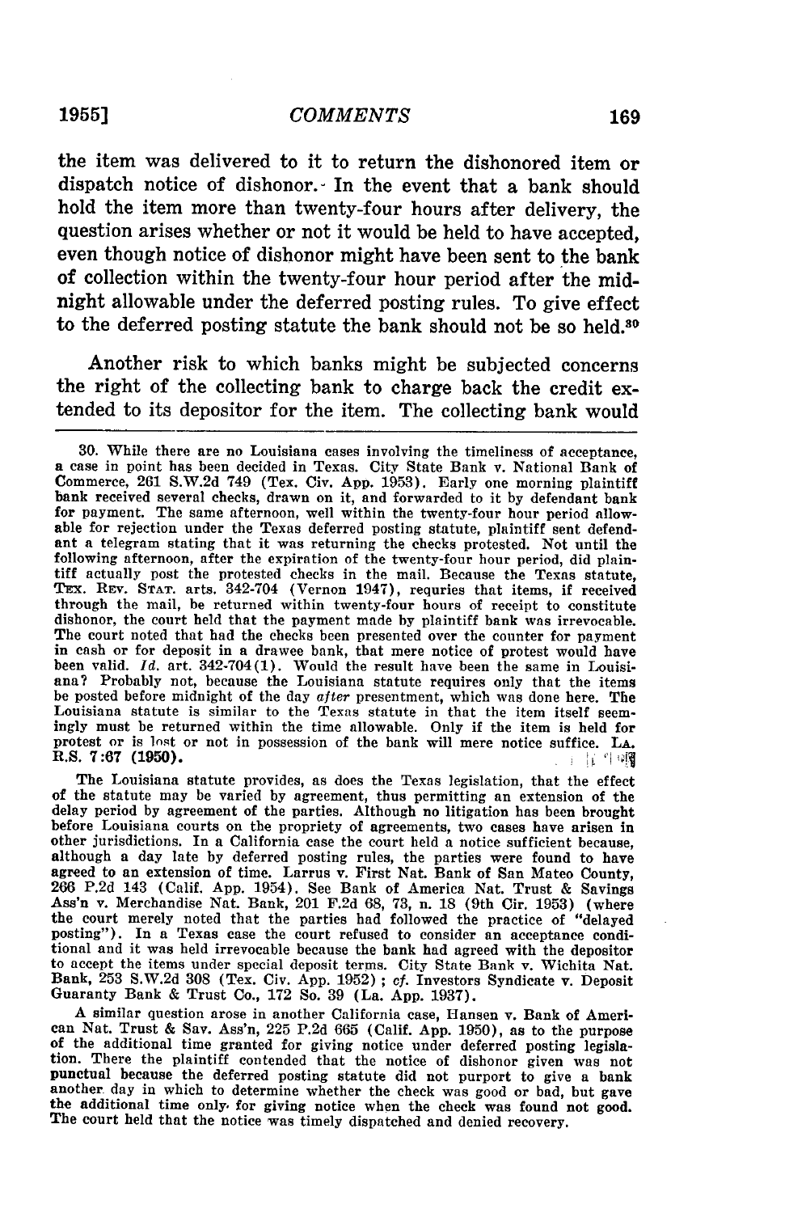the item was delivered to it to return the dishonored item or dispatch notice of dishonor. In the event that a bank should hold the item more than twenty-four hours after delivery, the question arises whether or not it would be held to have accepted, even though notice of dishonor might have been sent to the bank of collection within the twenty-four hour period after the midnight allowable under the deferred posting rules. To give effect to the deferred posting statute the bank should not be so held.[30]

Another risk to which banks might be subjected concerns the right of the collecting bank to charge back the credit extended to its depositor for the item. The collecting bank would

---

30. While there are no Louisiana cases involving the timeliness of acceptance, a case in point has been decided in Texas. City State Bank v. National Bank of Commerce, 261 S.W.2d 749 (Tex. Civ. App. 1953). Early one morning plaintiff bank received several checks, drawn on it, and forwarded to it by defendant bank for payment. The same afternoon, well within the twenty-four hour period allowable for rejection under the Texas deferred posting statute, plaintiff sent defendant a telegram stating that it was returning the checks protested. Not until the following afternoon, after the expiration of the twenty-four hour period, did plaintiff actually post the protested checks in the mail. Because the Texas statute, TEX. REV. STAT. arts. 342-704 (Vernon 1947), requries that items, if received through the mail, be returned within twenty-four hours of receipt to constitute dishonor, the court held that the payment made by plaintiff bank was irrevocable. The court noted that had the checks been presented over the counter for payment in cash or for deposit in a drawee bank, that mere notice of protest would have been valid. *Id.* art. 342-704(1). Would the result have been the same in Louisiana? Probably not, because the Louisiana statute requires only that the items be posted before midnight of the day *after* presentment, which was done here. The Louisiana statute is similar to the Texas statute in that the item itself seemingly must be returned within the time allowable. Only if the item is held for protest or is lost or not in possession of the bank will mere notice suffice. LA. R.S. 7:67 (1950).

The Louisiana statute provides, as does the Texas legislation, that the effect of the statute may be varied by agreement of the parties, thus permitting an extension of the delay period by agreement of the parties. Although no litigation has been brought before Louisiana courts on the propriety of agreements, two cases have arisen in other jurisdictions. In a California case the court held a notice sufficient because, although a day late by deferred posting rules, the parties were found to have agreed to an extension of time. Larrus v. First Nat. Bank of San Mateo County, 266 P.2d 143 (Calif. App. 1954). See Bank of America Nat. Trust & Savings Ass'n v. Merchandise Nat. Bank, 201 F.2d 68, 73, n. 18 (9th Cir. 1953) (where the court merely noted that the parties had followed the practice of "delayed posting"). In a Texas case the court refused to consider an acceptance conditional and it was held irrevocable because the bank had agreed with the depositor to accept the items under special deposit terms. City State Bank v. Wichita Nat. Bank, 253 S.W.2d 308 (Tex. Civ. App. 1952); *cf.* Investors Syndicate v. Deposit Guaranty Bank & Trust Co., 172 So. 39 (La. App. 1937).

A similar question arose in another California case, Hansen v. Bank of American Nat. Trust & Sav. Ass'n, 225 P.2d 665 (Calif. App. 1950), as to the purpose of the additional time granted for giving notice under deferred posting legislation. There the plaintiff contended that the notice of dishonor given was not punctual because the deferred posting statute did not purport to give a bank another day in which to determine whether the check was good or bad, but gave the additional time only for giving notice when the check was found not good. The court held that the notice was timely dispatched and denied recovery.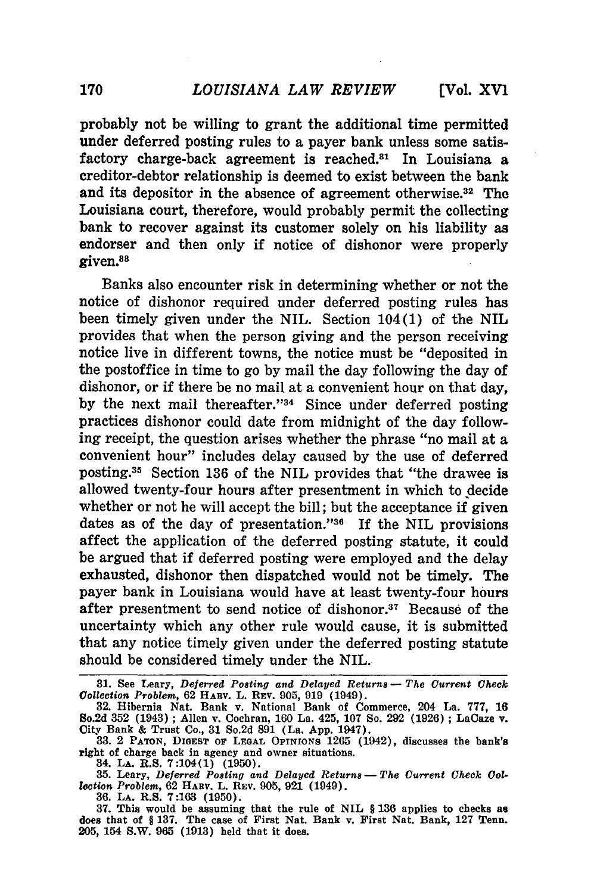probably not be willing to grant the additional time permitted under deferred posting rules to a payer bank unless some satisfactory charge-back agreement is reached.[31] In Louisiana a creditor-debtor relationship is deemed to exist between the bank and its depositor in the absence of agreement otherwise.[32] The Louisiana court, therefore, would probably permit the collecting bank to recover against its customer solely on his liability as endorser and then only if notice of dishonor were properly given.[33]

Banks also encounter risk in determining whether or not the notice of dishonor required under deferred posting rules has been timely given under the NIL. Section 104(1) of the NIL provides that when the person giving and the person receiving notice live in different towns, the notice must be "deposited in the postoffice in time to go by mail the day following the day of dishonor, or if there be no mail at a convenient hour on that day, by the next mail thereafter."[34] Since under deferred posting practices dishonor could date from midnight of the day following receipt, the question arises whether the phrase "no mail at a convenient hour" includes delay caused by the use of deferred posting.[35] Section 136 of the NIL provides that "the drawee is allowed twenty-four hours after presentment in which to decide whether or not he will accept the bill; but the acceptance if given dates as of the day of presentation."[36] If the NIL provisions affect the application of the deferred posting statute, it could be argued that if deferred posting were employed and the delay exhausted, dishonor then dispatched would not be timely. The payer bank in Louisiana would have at least twenty-four hours after presentment to send notice of dishonor.[37] Because of the uncertainty which any other rule would cause, it is submitted that any notice timely given under the deferred posting statute should be considered timely under the NIL.

---

31. See Leary, *Deferred Posting and Delayed Returns — The Current Check Collection Problem*, 62 HARV. L. REV. 905, 919 (1949).

32. Hibernia Nat. Bank v. National Bank of Commerce, 204 La. 777, 16 So.2d 352 (1943); Allen v. Cochran, 160 La. 425, 107 So. 292 (1926); LaCaze v. City Bank & Trust Co., 31 So.2d 891 (La. App. 1947).

33. 2 PATON, DIGEST OF LEGAL OPINIONS 1265 (1942), discusses the bank's right of charge back in agency and owner situations.

34. LA. R.S. 7:104(1) (1950).

35. Leary, *Deferred Posting and Delayed Returns — The Current Check Collection Problem*, 62 HARV. L. REV. 905, 921 (1949).

36. LA. R.S. 7:163 (1950).

37. This would be assuming that the rule of NIL § 136 applies to checks as does that of § 137. The case of First Nat. Bank v. First Nat. Bank, 127 Tenn. 205, 154 S.W. 965 (1913) held that it does.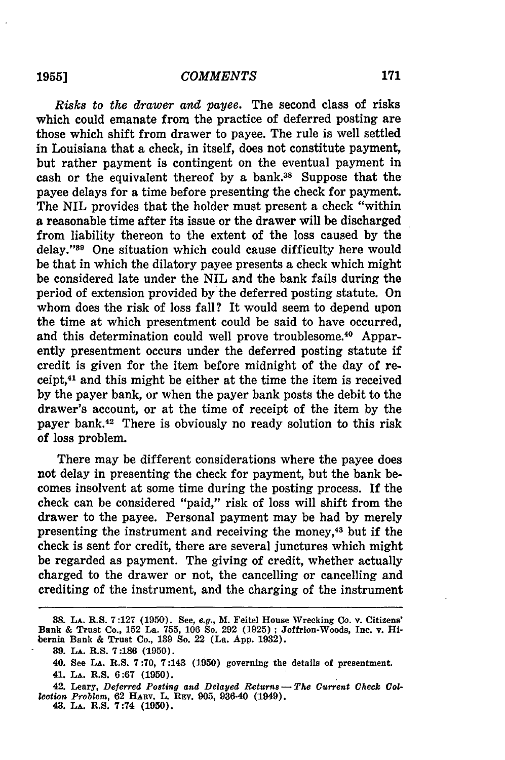*Risks to the drawer and payee.* The second class of risks which could emanate from the practice of deferred posting are those which shift from drawer to payee. The rule is well settled in Louisiana that a check, in itself, does not constitute payment, but rather payment is contingent on the eventual payment in cash or the equivalent thereof by a bank.[38] Suppose that the payee delays for a time before presenting the check for payment. The NIL provides that the holder must present a check "within a reasonable time after its issue or the drawer will be discharged from liability thereon to the extent of the loss caused by the delay."[39] One situation which could cause difficulty here would be that in which the dilatory payee presents a check which might be considered late under the NIL and the bank fails during the period of extension provided by the deferred posting statute. On whom does the risk of loss fall? It would seem to depend upon the time at which presentment could be said to have occurred, and this determination could well prove troublesome.[40] Apparently presentment occurs under the deferred posting statute if credit is given for the item before midnight of the day of receipt,[41] and this might be either at the time the item is received by the payer bank, or when the payer bank posts the debit to the drawer's account, or at the time of receipt of the item by the payer bank.[42] There is obviously no ready solution to this risk of loss problem.

There may be different considerations where the payee does not delay in presenting the check for payment, but the bank becomes insolvent at some time during the posting process. If the check can be considered "paid," risk of loss will shift from the drawer to the payee. Personal payment may be had by merely presenting the instrument and receiving the money,[43] but if the check is sent for credit, there are several junctures which might be regarded as payment. The giving of credit, whether actually charged to the drawer or not, the cancelling or cancelling and crediting of the instrument, and the charging of the instrument

---

38. LA. R.S. 7:127 (1950). See, *e.g.*, M. Feitel House Wrecking Co. v. Citizens' Bank & Trust Co., 152 La. 755, 106 So. 292 (1925); Joffrion-Woods, Inc. v. Hibernia Bank & Trust Co., 139 So. 22 (La. App. 1932).

39. LA. R.S. 7:186 (1950).

40. See LA. R.S. 7:70, 7:143 (1950) governing the details of presentment.

41. LA. R.S. 6:67 (1950).

42. Leary, *Deferred Posting and Delayed Returns — The Current Check Collection Problem*, 62 HARV. L. REV. 905, 936-40 (1949).

43. LA. R.S. 7:74 (1950).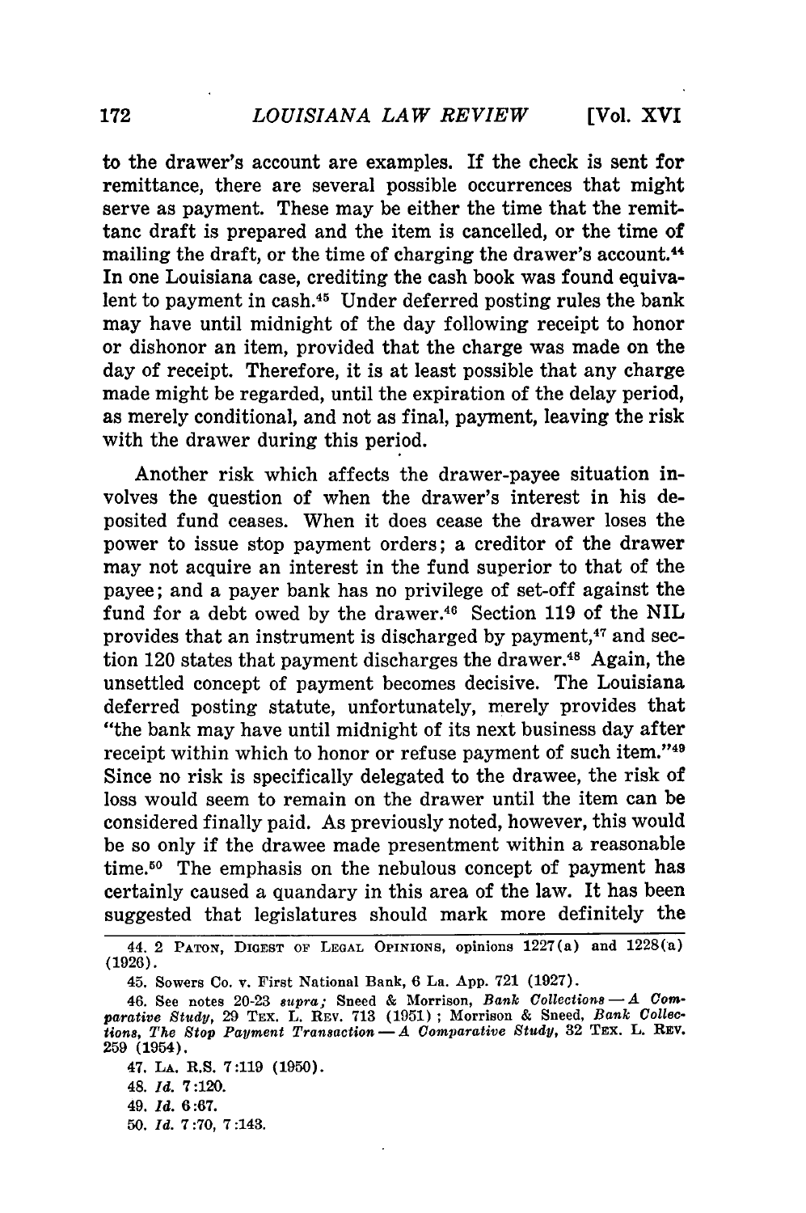to the drawer's account are examples. If the check is sent for remittance, there are several possible occurrences that might serve as payment. These may be either the time that the remittanc draft is prepared and the item is cancelled, or the time of mailing the draft, or the time of charging the drawer's account.[44] In one Louisiana case, crediting the cash book was found equivalent to payment in cash.[45] Under deferred posting rules the bank may have until midnight of the day following receipt to honor or dishonor an item, provided that the charge was made on the day of receipt. Therefore, it is at least possible that any charge made might be regarded, until the expiration of the delay period, as merely conditional, and not as final, payment, leaving the risk with the drawer during this period.

Another risk which affects the drawer-payee situation involves the question of when the drawer's interest in his deposited fund ceases. When it does cease the drawer loses the power to issue stop payment orders; a creditor of the drawer may not acquire an interest in the fund superior to that of the payee; and a payer bank has no privilege of set-off against the fund for a debt owed by the drawer.[46] Section 119 of the NIL provides that an instrument is discharged by payment,[47] and section 120 states that payment discharges the drawer.[48] Again, the unsettled concept of payment becomes decisive. The Louisiana deferred posting statute, unfortunately, merely provides that "the bank may have until midnight of its next business day after receipt within which to honor or refuse payment of such item."[49] Since no risk is specifically delegated to the drawee, the risk of loss would seem to remain on the drawer until the item can be considered finally paid. As previously noted, however, this would be so only if the drawee made presentment within a reasonable time.[50] The emphasis on the nebulous concept of payment has certainly caused a quandary in this area of the law. It has been suggested that legislatures should mark more definitely the

---

44. 2 PATON, DIGEST OF LEGAL OPINIONS, opinions 1227(a) and 1228(a) (1926).

45. Sowers Co. v. First National Bank, 6 La. App. 721 (1927).

46. See notes 20-23 *supra;* Sneed & Morrison, *Bank Collections — A Comparative Study,* 29 TEX. L. REV. 713 (1951); Morrison & Sneed, *Bank Collections, The Stop Payment Transaction — A Comparative Study,* 32 TEX. L. REV. 259 (1954).

47. LA. R.S. 7:119 (1950).

48. *Id.* 7:120.

49. *Id.* 6:67.

50. *Id.* 7:70, 7:143.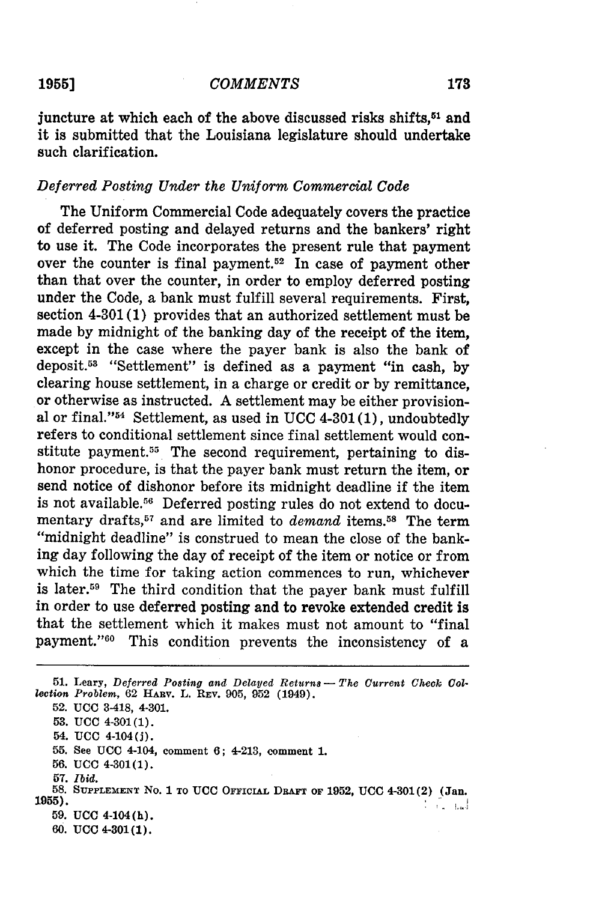juncture at which each of the above discussed risks shifts,[51] and it is submitted that the Louisiana legislature should undertake such clarification.

*Deferred Posting Under the Uniform Commercial Code*

The Uniform Commercial Code adequately covers the practice of deferred posting and delayed returns and the bankers' right to use it. The Code incorporates the present rule that payment over the counter is final payment.[52] In case of payment other than that over the counter, in order to employ deferred posting under the Code, a bank must fulfill several requirements. First, section 4-301(1) provides that an authorized settlement must be made by midnight of the banking day of the receipt of the item, except in the case where the payer bank is also the bank of deposit.[53] "Settlement" is defined as a payment "in cash, by clearing house settlement, in a charge or credit or by remittance, or otherwise as instructed. A settlement may be either provisional or final."[54] Settlement, as used in UCC 4-301(1), undoubtedly refers to conditional settlement since final settlement would constitute payment.[55] The second requirement, pertaining to dishonor procedure, is that the payer bank must return the item, or send notice of dishonor before its midnight deadline if the item is not available.[56] Deferred posting rules do not extend to documentary drafts,[57] and are limited to *demand* items.[58] The term "midnight deadline" is construed to mean the close of the banking day following the day of receipt of the item or notice or from which the time for taking action commences to run, whichever is later.[59] The third condition that the payer bank must fulfill in order to use deferred posting and to revoke extended credit is that the settlement which it makes must not amount to "final payment."[60] This condition prevents the inconsistency of a

---

51. Leary, *Deferred Posting and Delayed Returns — The Current Check Collection Problem*, 62 HARV. L. REV. 905, 952 (1949).

52. UCC 3-418, 4-301.

53. UCC 4-301(1).

54. UCC 4-104(j).

55. See UCC 4-104, comment 6; 4-213, comment 1.

56. UCC 4-301(1).

57. *Ibid.*

58. SUPPLEMENT NO. 1 TO UCC OFFICIAL DRAFT OF 1952, UCC 4-301(2) (Jan. 1955).

59. UCC 4-104(h).

60. UCC 4-301(1).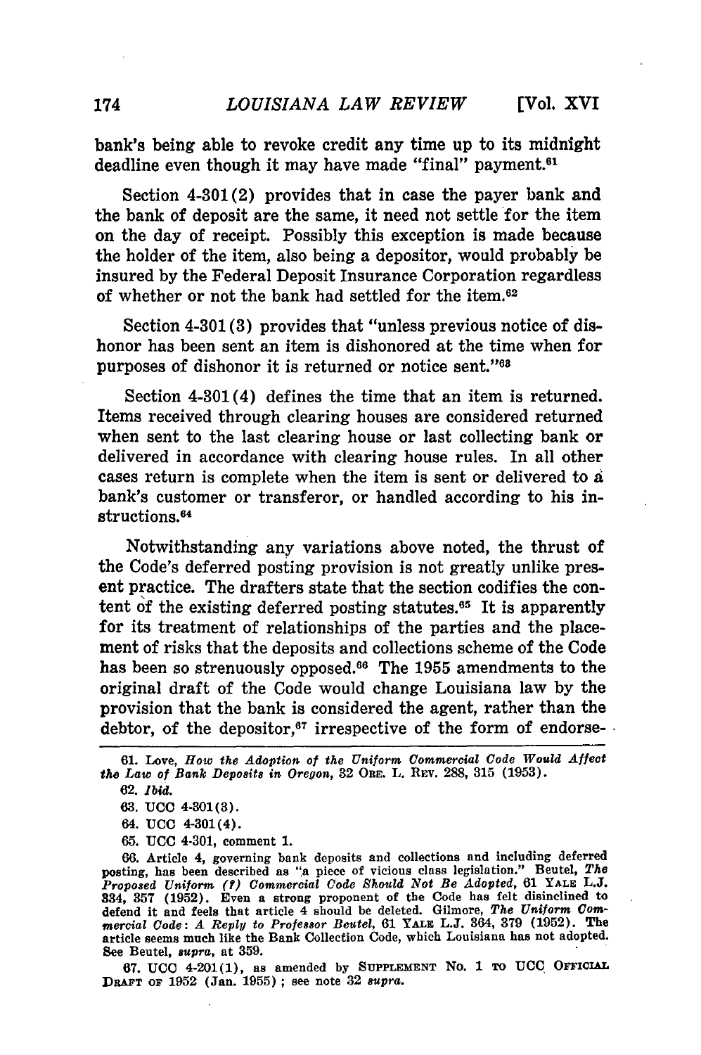bank's being able to revoke credit any time up to its midnight deadline even though it may have made "final" payment.[61]

Section 4-301(2) provides that in case the payer bank and the bank of deposit are the same, it need not settle for the item on the day of receipt. Possibly this exception is made because the holder of the item, also being a depositor, would probably be insured by the Federal Deposit Insurance Corporation regardless of whether or not the bank had settled for the item.[62]

Section 4-301(3) provides that "unless previous notice of dishonor has been sent an item is dishonored at the time when for purposes of dishonor it is returned or notice sent."[63]

Section 4-301(4) defines the time that an item is returned. Items received through clearing houses are considered returned when sent to the last clearing house or last collecting bank or delivered in accordance with clearing house rules. In all other cases return is complete when the item is sent or delivered to a bank's customer or transferor, or handled according to his instructions.[64]

Notwithstanding any variations above noted, the thrust of the Code's deferred posting provision is not greatly unlike present practice. The drafters state that the section codifies the content of the existing deferred posting statutes.[65] It is apparently for its treatment of relationships of the parties and the placement of risks that the deposits and collections scheme of the Code has been so strenuously opposed.[66] The 1955 amendments to the original draft of the Code would change Louisiana law by the provision that the bank is considered the agent, rather than the debtor, of the depositor,[67] irrespective of the form of endorse-

---

61. Love, *How the Adoption of the Uniform Commercial Code Would Affect the Law of Bank Deposits in Oregon*, 32 ORE. L. REV. 288, 315 (1953).

62. *Ibid.*

63. UCC 4-301(3).

64. UCC 4-301(4).

65. UCC 4-301, comment 1.

66. Article 4, governing bank deposits and collections and including deferred posting, has been described as "a piece of vicious class legislation." Beutel, *The Proposed Uniform (?) Commercial Code Should Not Be Adopted*, 61 YALE L.J. 334, 357 (1952). Even a strong proponent of the Code has felt disinclined to defend it and feels that article 4 should be deleted. Gilmore, *The Uniform Commercial Code: A Reply to Professor Beutel*, 61 YALE L.J. 364, 379 (1952). The article seems much like the Bank Collection Code, which Louisiana has not adopted. See Beutel, *supra*, at 359.

67. UCC 4-201(1), as amended by SUPPLEMENT NO. 1 TO UCC OFFICIAL DRAFT OF 1952 (Jan. 1955); see note 32 *supra*.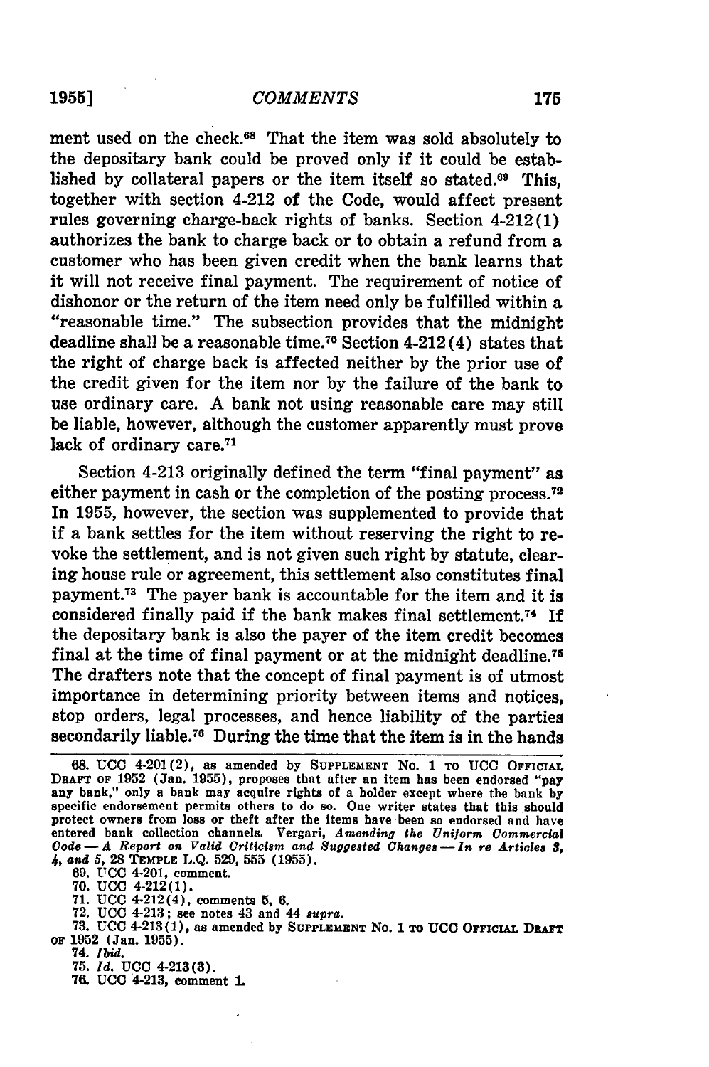ment used on the check.[68] That the item was sold absolutely to the depositary bank could be proved only if it could be established by collateral papers or the item itself so stated.[69] This, together with section 4-212 of the Code, would affect present rules governing charge-back rights of banks. Section 4-212(1) authorizes the bank to charge back or to obtain a refund from a customer who has been given credit when the bank learns that it will not receive final payment. The requirement of notice of dishonor or the return of the item need only be fulfilled within a "reasonable time." The subsection provides that the midnight deadline shall be a reasonable time.[70] Section 4-212(4) states that the right of charge back is affected neither by the prior use of the credit given for the item nor by the failure of the bank to use ordinary care. A bank not using reasonable care may still be liable, however, although the customer apparently must prove lack of ordinary care.[71]

Section 4-213 originally defined the term "final payment" as either payment in cash or the completion of the posting process.[72] In 1955, however, the section was supplemented to provide that if a bank settles for the item without reserving the right to revoke the settlement, and is not given such right by statute, clearing house rule or agreement, this settlement also constitutes final payment.[73] The payer bank is accountable for the item and it is considered finally paid if the bank makes final settlement.[74] If the depositary bank is also the payer of the item credit becomes final at the time of final payment or at the midnight deadline.[75] The drafters note that the concept of final payment is of utmost importance in determining priority between items and notices, stop orders, legal processes, and hence liability of the parties secondarily liable.[76] During the time that the item is in the hands

---

68. UCC 4-201(2), as amended by SUPPLEMENT No. 1 TO UCC OFFICIAL DRAFT OF 1952 (Jan. 1955), proposes that after an item has been endorsed "pay any bank," only a bank may acquire rights of a holder except where the bank by specific endorsement permits others to do so. One writer states that this should protect owners from loss or theft after the items have been so endorsed and have entered bank collection channels. Vergari, *Amending the Uniform Commercial Code — A Report on Valid Criticism and Suggested Changes — In re Articles 3, 4, and 5*, 28 TEMPLE L.Q. 529, 555 (1955).

69. UCC 4-201, comment.

70. UCC 4-212(1).

71. UCC 4-212(4), comments 5, 6.

72. UCC 4-213; see notes 43 and 44 *supra*.

73. UCC 4-213(1), as amended by SUPPLEMENT No. 1 TO UCC OFFICIAL DRAFT OF 1952 (Jan. 1955).

74. *Ibid.*

75. *Id.* UCC 4-213(3).

76. UCC 4-213, comment 1.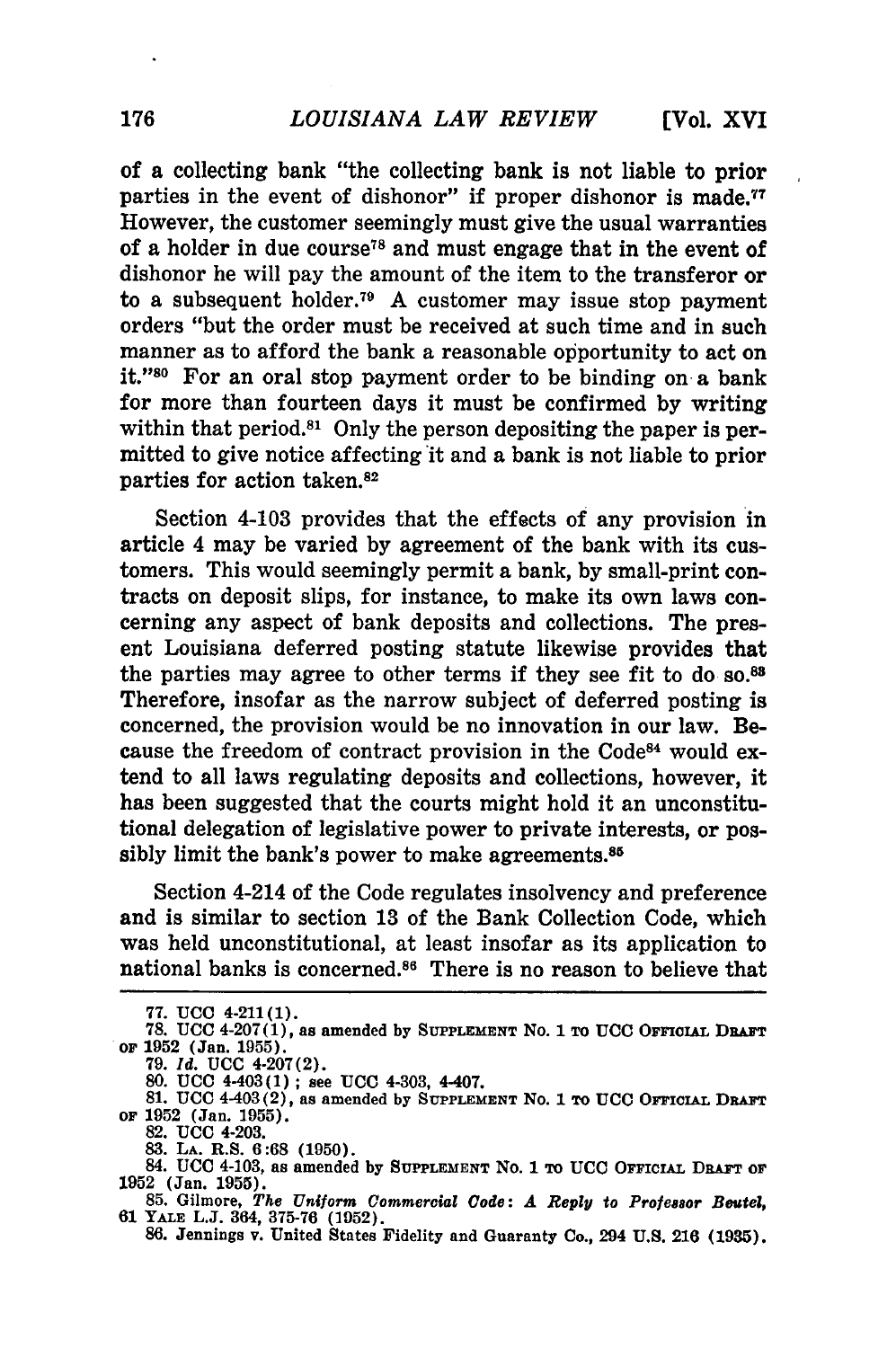of a collecting bank "the collecting bank is not liable to prior parties in the event of dishonor" if proper dishonor is made.[77] However, the customer seemingly must give the usual warranties of a holder in due course[78] and must engage that in the event of dishonor he will pay the amount of the item to the transferor or to a subsequent holder.[79] A customer may issue stop payment orders "but the order must be received at such time and in such manner as to afford the bank a reasonable opportunity to act on it."[80] For an oral stop payment order to be binding on a bank for more than fourteen days it must be confirmed by writing within that period.[81] Only the person depositing the paper is permitted to give notice affecting it and a bank is not liable to prior parties for action taken.[82]

Section 4-103 provides that the effects of any provision in article 4 may be varied by agreement of the bank with its customers. This would seemingly permit a bank, by small-print contracts on deposit slips, for instance, to make its own laws concerning any aspect of bank deposits and collections. The present Louisiana deferred posting statute likewise provides that the parties may agree to other terms if they see fit to do so.[83] Therefore, insofar as the narrow subject of deferred posting is concerned, the provision would be no innovation in our law. Because the freedom of contract provision in the Code[84] would extend to all laws regulating deposits and collections, however, it has been suggested that the courts might hold it an unconstitutional delegation of legislative power to private interests, or possibly limit the bank's power to make agreements.[85]

Section 4-214 of the Code regulates insolvency and preference and is similar to section 13 of the Bank Collection Code, which was held unconstitutional, at least insofar as its application to national banks is concerned.[86] There is no reason to believe that

---

77. UCC 4-211(1).

78. UCC 4-207(1), as amended by SUPPLEMENT No. 1 TO UCC OFFICIAL DRAFT OF 1952 (Jan. 1955).

79. *Id.* UCC 4-207(2).

80. UCC 4-403(1); see UCC 4-303, 4-407.

81. UCC 4-403(2), as amended by SUPPLEMENT No. 1 TO UCC OFFICIAL DRAFT OF 1952 (Jan. 1955).

82. UCC 4-203.

83. LA. R.S. 6:68 (1950).

84. UCC 4-103, as amended by SUPPLEMENT No. 1 TO UCC OFFICIAL DRAFT OF 1952 (Jan. 1955).

85. Gilmore, *The Uniform Commercial Code: A Reply to Professor Beutel*, 61 YALE L.J. 364, 375-76 (1952).

86. Jennings v. United States Fidelity and Guaranty Co., 294 U.S. 216 (1935).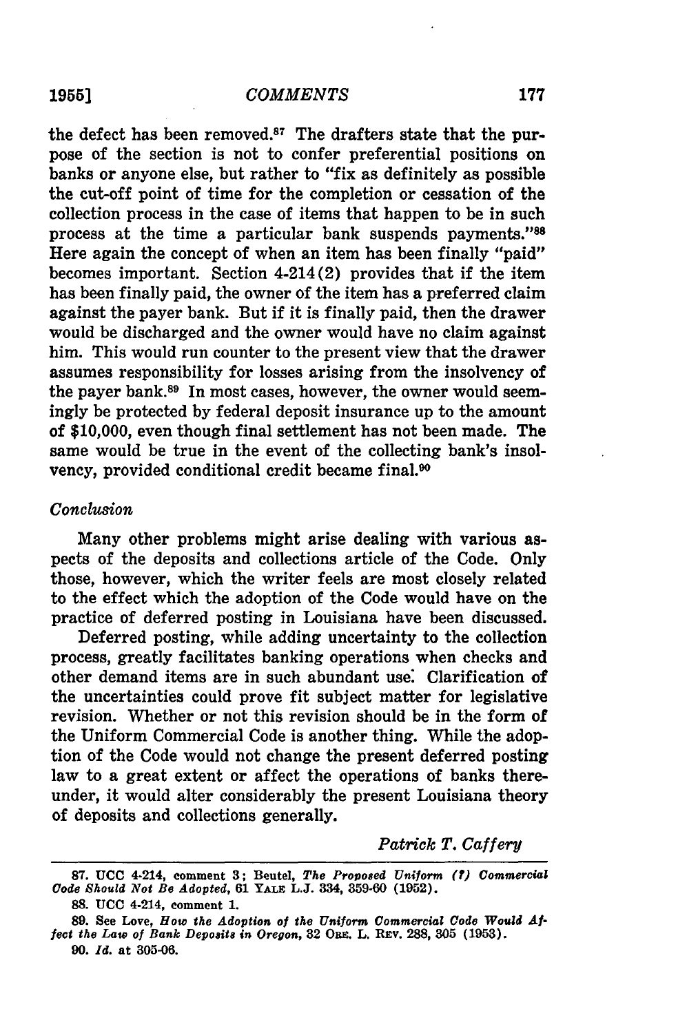the defect has been removed.[87] The drafters state that the purpose of the section is not to confer preferential positions on banks or anyone else, but rather to "fix as definitely as possible the cut-off point of time for the completion or cessation of the collection process in the case of items that happen to be in such process at the time a particular bank suspends payments."[88] Here again the concept of when an item has been finally "paid" becomes important. Section 4-214(2) provides that if the item has been finally paid, the owner of the item has a preferred claim against the payer bank. But if it is finally paid, then the drawer would be discharged and the owner would have no claim against him. This would run counter to the present view that the drawer assumes responsibility for losses arising from the insolvency of the payer bank.[89] In most cases, however, the owner would seemingly be protected by federal deposit insurance up to the amount of $10,000, even though final settlement has not been made. The same would be true in the event of the collecting bank's insolvency, provided conditional credit became final.[90]

### *Conclusion*

Many other problems might arise dealing with various aspects of the deposits and collections article of the Code. Only those, however, which the writer feels are most closely related to the effect which the adoption of the Code would have on the practice of deferred posting in Louisiana have been discussed.

Deferred posting, while adding uncertainty to the collection process, greatly facilitates banking operations when checks and other demand items are in such abundant use. Clarification of the uncertainties could prove fit subject matter for legislative revision. Whether or not this revision should be in the form of the Uniform Commercial Code is another thing. While the adoption of the Code would not change the present deferred posting law to a great extent or affect the operations of banks thereunder, it would alter considerably the present Louisiana theory of deposits and collections generally.

*Patrick T. Caffery*

---

87. UCC 4-214, comment 3; Beutel, *The Proposed Uniform (?) Commercial Code Should Not Be Adopted*, 61 YALE L.J. 334, 359-60 (1952).

88. UCC 4-214, comment 1.

89. See Love, *How the Adoption of the Uniform Commercial Code Would Affect the Law of Bank Deposits in Oregon*, 32 ORE. L. REV. 288, 305 (1953).

90. *Id.* at 305-06.